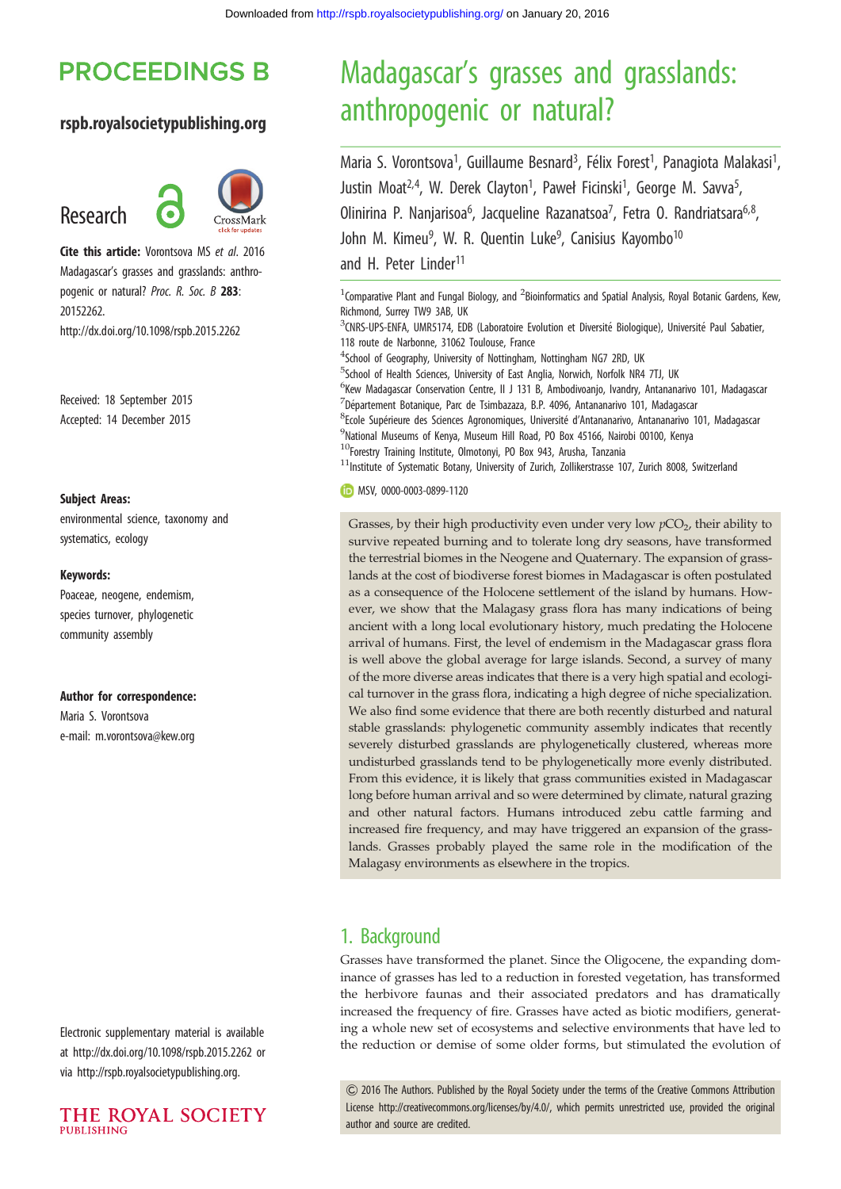# Madagascar's grasses and grasslands: anthropogenic or natural?

Maria S. Vorontsova[1], Guillaume Besnard[3], Félix Forest[1], Panagiota Malakasi[1], Justin Moat[2,4], W. Derek Clayton[1], Paweł Ficinski[1], George M. Savva[5], Olinirina P. Nanjarisoa[6], Jacqueline Razanatsoa[7], Fetra O. Randriatsara[6,8], John M. Kimeu[9], W. R. Quentin Luke[9], Canisius Kayombo[10] and H. Peter Linder[11]

[1]Comparative Plant and Fungal Biology, and [2]Bioinformatics and Spatial Analysis, Royal Botanic Gardens, Kew, Richmond, Surrey TW9 3AB, UK
[3]CNRS-UPS-ENFA, UMR5174, EDB (Laboratoire Evolution et Diversité Biologique), Université Paul Sabatier, 118 route de Narbonne, 31062 Toulouse, France
[4]School of Geography, University of Nottingham, Nottingham NG7 2RD, UK
[5]School of Health Sciences, University of East Anglia, Norwich, Norfolk NR4 7TJ, UK
[6]Kew Madagascar Conservation Centre, II J 131 B, Ambodivoanjo, Ivandry, Antananarivo 101, Madagascar
[7]Département Botanique, Parc de Tsimbazaza, B.P. 4096, Antananarivo 101, Madagascar
[8]Ecole Supérieure des Sciences Agronomiques, Université d'Antananarivo, Antananarivo 101, Madagascar
[9]National Museums of Kenya, Museum Hill Road, PO Box 45166, Nairobi 00100, Kenya
[10]Forestry Training Institute, Olmotonyi, PO Box 943, Arusha, Tanzania
[11]Institute of Systematic Botany, University of Zurich, Zollikerstrasse 107, Zurich 8008, Switzerland

MSV, 0000-0003-0899-1120

**Research**

**Cite this article:** Vorontsova MS *et al.* 2016 Madagascar's grasses and grasslands: anthropogenic or natural? *Proc. R. Soc. B* **283**: 20152262.
http://dx.doi.org/10.1098/rspb.2015.2262

Received: 18 September 2015
Accepted: 14 December 2015

**Subject Areas:**
environmental science, taxonomy and systematics, ecology

**Keywords:**
Poaceae, neogene, endemism, species turnover, phylogenetic community assembly

**Author for correspondence:**
Maria S. Vorontsova
e-mail: m.vorontsova@kew.org

Electronic supplementary material is available at http://dx.doi.org/10.1098/rspb.2015.2262 or via http://rspb.royalsocietypublishing.org.

Grasses, by their high productivity even under very low $pCO_2$, their ability to survive repeated burning and to tolerate long dry seasons, have transformed the terrestrial biomes in the Neogene and Quaternary. The expansion of grasslands at the cost of biodiverse forest biomes in Madagascar is often postulated as a consequence of the Holocene settlement of the island by humans. However, we show that the Malagasy grass flora has many indications of being ancient with a long local evolutionary history, much predating the Holocene arrival of humans. First, the level of endemism in the Madagascar grass flora is well above the global average for large islands. Second, a survey of many of the more diverse areas indicates that there is a very high spatial and ecological turnover in the grass flora, indicating a high degree of niche specialization. We also find some evidence that there are both recently disturbed and natural stable grasslands: phylogenetic community assembly indicates that recently severely disturbed grasslands are phylogenetically clustered, whereas more undisturbed grasslands tend to be phylogenetically more evenly distributed. From this evidence, it is likely that grass communities existed in Madagascar long before human arrival and so were determined by climate, natural grazing and other natural factors. Humans introduced zebu cattle farming and increased fire frequency, and may have triggered an expansion of the grasslands. Grasses probably played the same role in the modification of the Malagasy environments as elsewhere in the tropics.

## 1. Background

Grasses have transformed the planet. Since the Oligocene, the expanding dominance of grasses has led to a reduction in forested vegetation, has transformed the herbivore faunas and their associated predators and has dramatically increased the frequency of fire. Grasses have acted as biotic modifiers, generating a whole new set of ecosystems and selective environments that have led to the reduction or demise of some older forms, but stimulated the evolution of

© 2016 The Authors. Published by the Royal Society under the terms of the Creative Commons Attribution License http://creativecommons.org/licenses/by/4.0/, which permits unrestricted use, provided the original author and source are credited.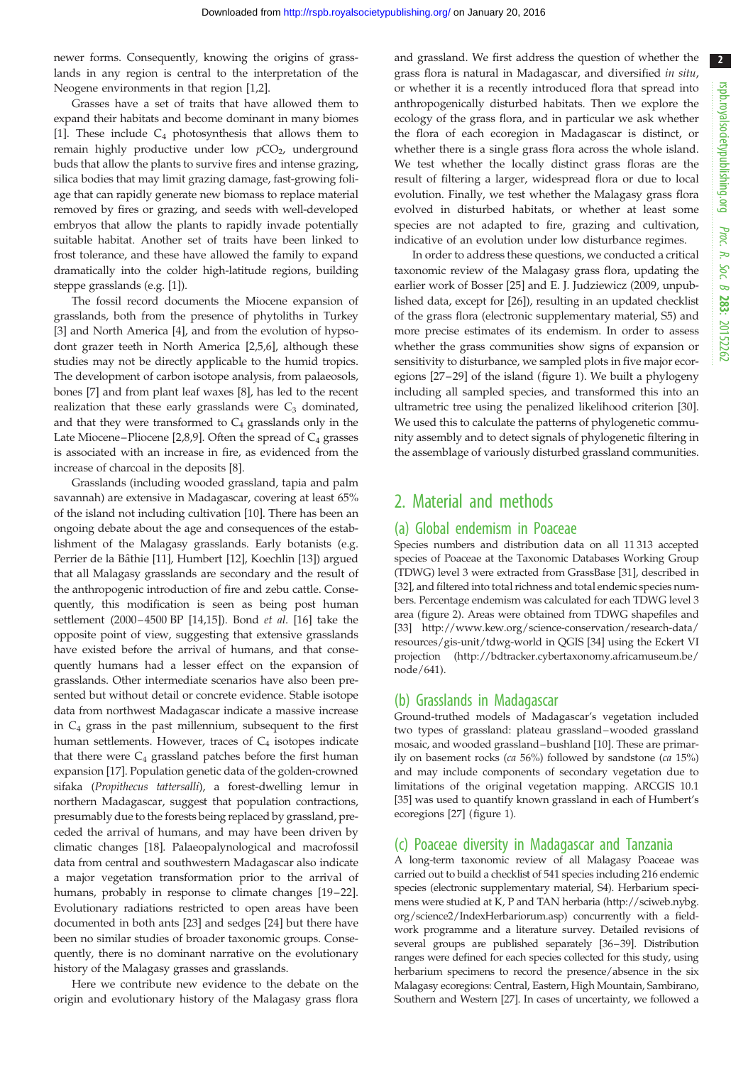newer forms. Consequently, knowing the origins of grasslands in any region is central to the interpretation of the Neogene environments in that region [1,2].

Grasses have a set of traits that have allowed them to expand their habitats and become dominant in many biomes [1]. These include $C_4$ photosynthesis that allows them to remain highly productive under low $p\mathrm{CO_2}$, underground buds that allow the plants to survive fires and intense grazing, silica bodies that may limit grazing damage, fast-growing foliage that can rapidly generate new biomass to replace material removed by fires or grazing, and seeds with well-developed embryos that allow the plants to rapidly invade potentially suitable habitat. Another set of traits have been linked to frost tolerance, and these have allowed the family to expand dramatically into the colder high-latitude regions, building steppe grasslands (e.g. [1]).

The fossil record documents the Miocene expansion of grasslands, both from the presence of phytoliths in Turkey [3] and North America [4], and from the evolution of hypsodont grazer teeth in North America [2,5,6], although these studies may not be directly applicable to the humid tropics. The development of carbon isotope analysis, from palaeosols, bones [7] and from plant leaf waxes [8], has led to the recent realization that these early grasslands were $C_3$ dominated, and that they were transformed to $C_4$ grasslands only in the Late Miocene–Pliocene [2,8,9]. Often the spread of $C_4$ grasses is associated with an increase in fire, as evidenced from the increase of charcoal in the deposits [8].

Grasslands (including wooded grassland, tapia and palm savannah) are extensive in Madagascar, covering at least 65% of the island not including cultivation [10]. There has been an ongoing debate about the age and consequences of the establishment of the Malagasy grasslands. Early botanists (e.g. Perrier de la Bâthie [11], Humbert [12], Koechlin [13]) argued that all Malagasy grasslands are secondary and the result of the anthropogenic introduction of fire and zebu cattle. Consequently, this modification is seen as being post human settlement (2000–4500 BP [14,15]). Bond *et al*. [16] take the opposite point of view, suggesting that extensive grasslands have existed before the arrival of humans, and that consequently humans had a lesser effect on the expansion of grasslands. Other intermediate scenarios have also been presented but without detail or concrete evidence. Stable isotope data from northwest Madagascar indicate a massive increase in $C_4$ grass in the past millennium, subsequent to the first human settlements. However, traces of $C_4$ isotopes indicate that there were $C_4$ grassland patches before the first human expansion [17]. Population genetic data of the golden-crowned sifaka (*Propithecus tattersalli*), a forest-dwelling lemur in northern Madagascar, suggest that population contractions, presumably due to the forests being replaced by grassland, preceded the arrival of humans, and may have been driven by climatic changes [18]. Palaeopalynological and macrofossil data from central and southwestern Madagascar also indicate a major vegetation transformation prior to the arrival of humans, probably in response to climate changes [19–22]. Evolutionary radiations restricted to open areas have been documented in both ants [23] and sedges [24] but there have been no similar studies of broader taxonomic groups. Consequently, there is no dominant narrative on the evolutionary history of the Malagasy grasses and grasslands.

Here we contribute new evidence to the debate on the origin and evolutionary history of the Malagasy grass flora and grassland. We first address the question of whether the grass flora is natural in Madagascar, and diversified *in situ*, or whether it is a recently introduced flora that spread into anthropogenically disturbed habitats. Then we explore the ecology of the grass flora, and in particular we ask whether the flora of each ecoregion in Madagascar is distinct, or whether there is a single grass flora across the whole island. We test whether the locally distinct grass floras are the result of filtering a larger, widespread flora or due to local evolution. Finally, we test whether the Malagasy grass flora evolved in disturbed habitats, or whether at least some species are not adapted to fire, grazing and cultivation, indicative of an evolution under low disturbance regimes.

In order to address these questions, we conducted a critical taxonomic review of the Malagasy grass flora, updating the earlier work of Bosser [25] and E. J. Judziewicz (2009, unpublished data, except for [26]), resulting in an updated checklist of the grass flora (electronic supplementary material, S5) and more precise estimates of its endemism. In order to assess whether the grass communities show signs of expansion or sensitivity to disturbance, we sampled plots in five major ecoregions [27–29] of the island (figure 1). We built a phylogeny including all sampled species, and transformed this into an ultrametric tree using the penalized likelihood criterion [30]. We used this to calculate the patterns of phylogenetic community assembly and to detect signals of phylogenetic filtering in the assemblage of variously disturbed grassland communities.

## 2. Material and methods

### (a) Global endemism in Poaceae

Species numbers and distribution data on all 11 313 accepted species of Poaceae at the Taxonomic Databases Working Group (TDWG) level 3 were extracted from GrassBase [31], described in [32], and filtered into total richness and total endemic species numbers. Percentage endemism was calculated for each TDWG level 3 area (figure 2). Areas were obtained from TDWG shapefiles and [33] http://www.kew.org/science-conservation/research-data/resources/gis-unit/tdwg-world in QGIS [34] using the Eckert VI projection (http://bdtracker.cybertaxonomy.africamuseum.be/node/641).

### (b) Grasslands in Madagascar

Ground-truthed models of Madagascar's vegetation included two types of grassland: plateau grassland–wooded grassland mosaic, and wooded grassland–bushland [10]. These are primarily on basement rocks (*ca* 56%) followed by sandstone (*ca* 15%) and may include components of secondary vegetation due to limitations of the original vegetation mapping. ARCGIS 10.1 [35] was used to quantify known grassland in each of Humbert's ecoregions [27] (figure 1).

### (c) Poaceae diversity in Madagascar and Tanzania

A long-term taxonomic review of all Malagasy Poaceae was carried out to build a checklist of 541 species including 216 endemic species (electronic supplementary material, S4). Herbarium specimens were studied at K, P and TAN herbaria (http://sciweb.nybg.org/science2/IndexHerbariorum.asp) concurrently with a fieldwork programme and a literature survey. Detailed revisions of several groups are published separately [36–39]. Distribution ranges were defined for each species collected for this study, using herbarium specimens to record the presence/absence in the six Malagasy ecoregions: Central, Eastern, High Mountain, Sambirano, Southern and Western [27]. In cases of uncertainty, we followed a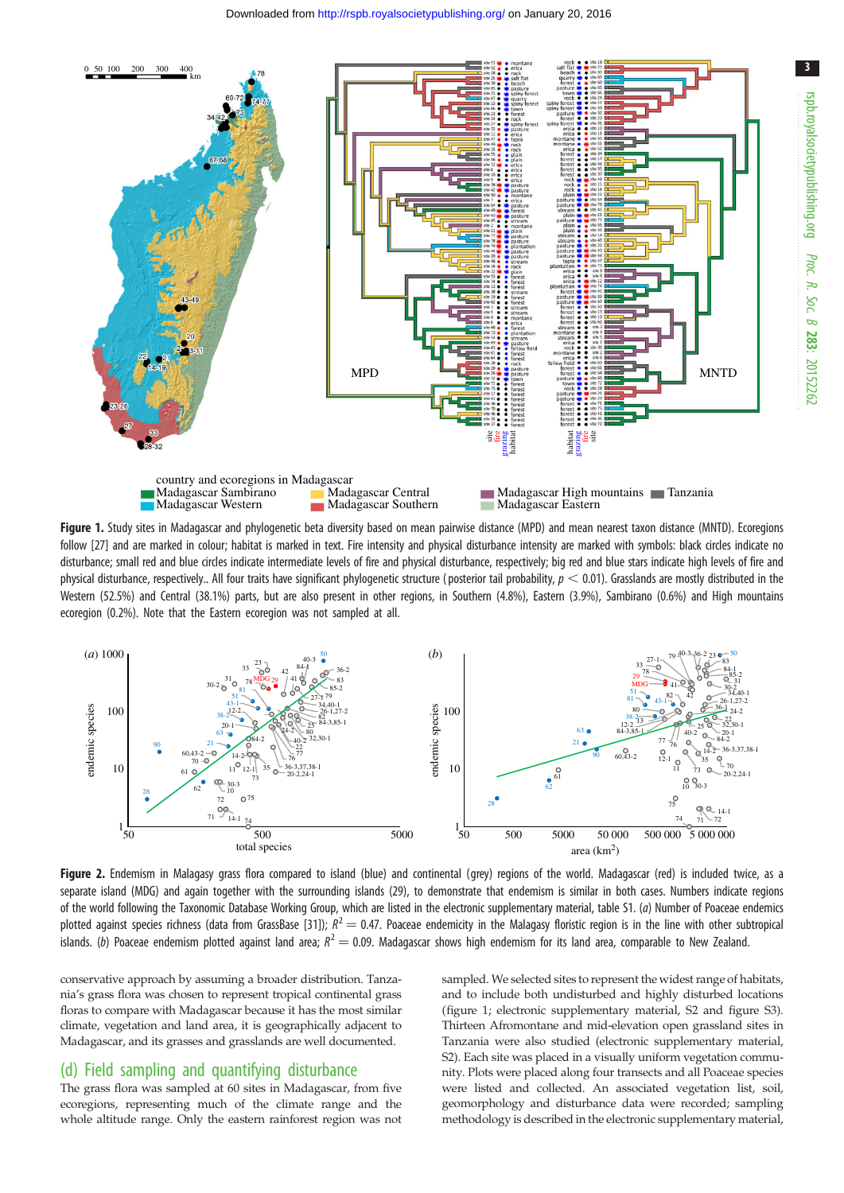**Figure 1.** Study sites in Madagascar and phylogenetic beta diversity based on mean pairwise distance (MPD) and mean nearest taxon distance (MNTD). Ecoregions follow [27] and are marked in colour; habitat is marked in text. Fire intensity and physical disturbance intensity are marked with symbols: black circles indicate no disturbance; small red and blue circles indicate intermediate levels of fire and physical disturbance, respectively; big red and blue stars indicate high levels of fire and physical disturbance, respectively.. All four traits have significant phylogenetic structure (posterior tail probability, $p < 0.01$). Grasslands are mostly distributed in the Western (52.5%) and Central (38.1%) parts, but are also present in other regions, in Southern (4.8%), Eastern (3.9%), Sambirano (0.6%) and High mountains ecoregion (0.2%). Note that the Eastern ecoregion was not sampled at all.

**Figure 2.** Endemism in Malagasy grass flora compared to island (blue) and continental (grey) regions of the world. Madagascar (red) is included twice, as a separate island (MDG) and again together with the surrounding islands (29), to demonstrate that endemism is similar in both cases. Numbers indicate regions of the world following the Taxonomic Database Working Group, which are listed in the electronic supplementary material, table S1. (*a*) Number of Poaceae endemics plotted against species richness (data from GrassBase [31]); $R^2 = 0.47$. Poaceae endemicity in the Malagasy floristic region is in the line with other subtropical islands. (*b*) Poaceae endemism plotted against land area; $R^2 = 0.09$. Madagascar shows high endemism for its land area, comparable to New Zealand.

conservative approach by assuming a broader distribution. Tanzania's grass flora was chosen to represent tropical continental grass floras to compare with Madagascar because it has the most similar climate, vegetation and land area, it is geographically adjacent to Madagascar, and its grasses and grasslands are well documented.

## (d) Field sampling and quantifying disturbance

The grass flora was sampled at 60 sites in Madagascar, from five ecoregions, representing much of the climate range and the whole altitude range. Only the eastern rainforest region was not sampled. We selected sites to represent the widest range of habitats, and to include both undisturbed and highly disturbed locations (figure 1; electronic supplementary material, S2 and figure S3). Thirteen Afromontane and mid-elevation open grassland sites in Tanzania were also studied (electronic supplementary material, S2). Each site was placed in a visually uniform vegetation community. Plots were placed along four transects and all Poaceae species were listed and collected. An associated vegetation list, soil, geomorphology and disturbance data were recorded; sampling methodology is described in the electronic supplementary material,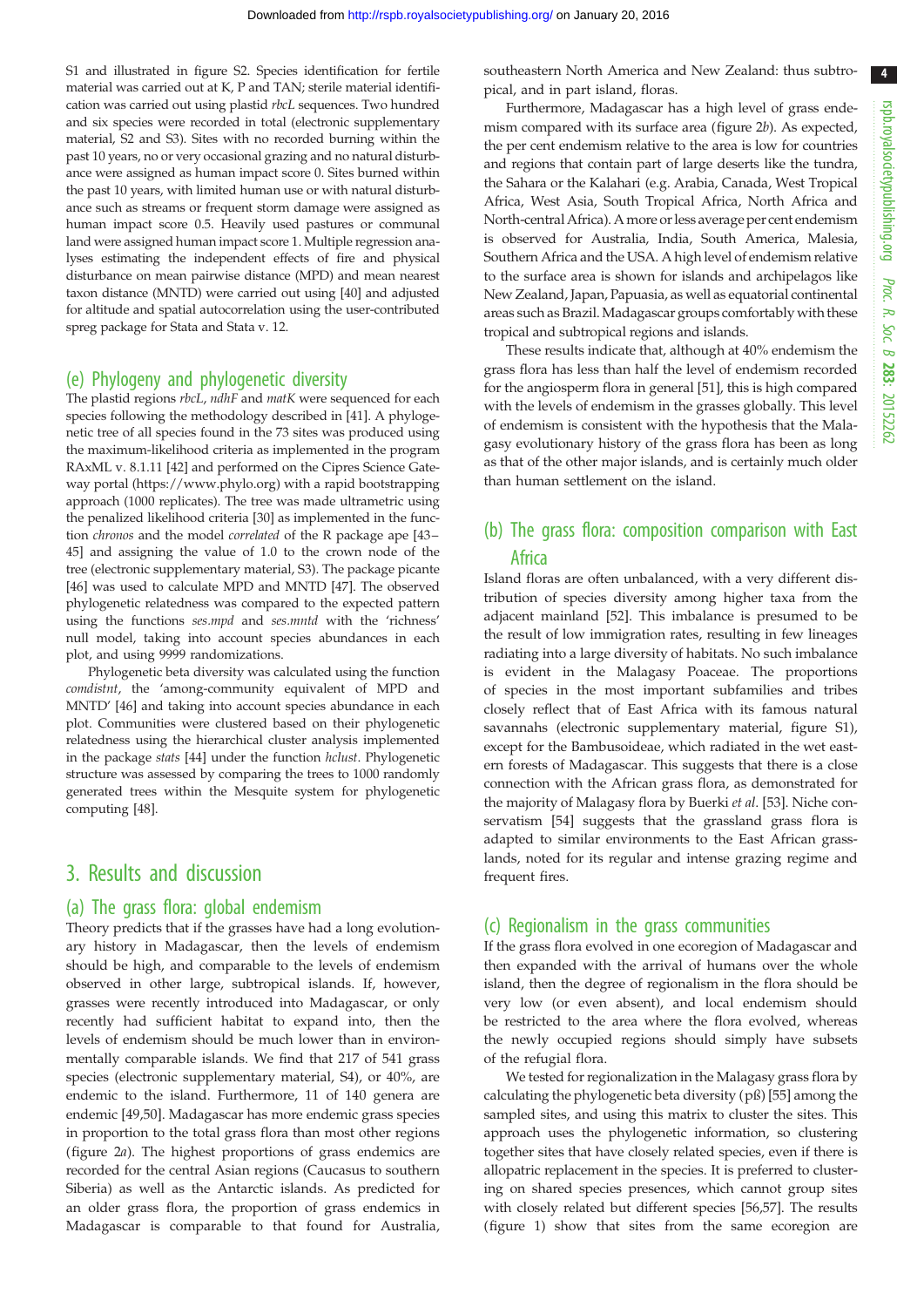S1 and illustrated in figure S2. Species identification for fertile material was carried out at K, P and TAN; sterile material identification was carried out using plastid *rbcL* sequences. Two hundred and six species were recorded in total (electronic supplementary material, S2 and S3). Sites with no recorded burning within the past 10 years, no or very occasional grazing and no natural disturbance were assigned as human impact score 0. Sites burned within the past 10 years, with limited human use or with natural disturbance such as streams or frequent storm damage were assigned as human impact score 0.5. Heavily used pastures or communal land were assigned human impact score 1. Multiple regression analyses estimating the independent effects of fire and physical disturbance on mean pairwise distance (MPD) and mean nearest taxon distance (MNTD) were carried out using [40] and adjusted for altitude and spatial autocorrelation using the user-contributed spreg package for Stata and Stata v. 12.

## (e) Phylogeny and phylogenetic diversity

The plastid regions *rbcL*, *ndhF* and *matK* were sequenced for each species following the methodology described in [41]. A phylogenetic tree of all species found in the 73 sites was produced using the maximum-likelihood criteria as implemented in the program RAxML v. 8.1.11 [42] and performed on the Cipres Science Gateway portal (https://www.phylo.org) with a rapid bootstrapping approach (1000 replicates). The tree was made ultrametric using the penalized likelihood criteria [30] as implemented in the function *chronos* and the model *correlated* of the R package ape [43–45] and assigning the value of 1.0 to the crown node of the tree (electronic supplementary material, S3). The package picante [46] was used to calculate MPD and MNTD [47]. The observed phylogenetic relatedness was compared to the expected pattern using the functions *ses.mpd* and *ses.mntd* with the 'richness' null model, taking into account species abundances in each plot, and using 9999 randomizations.

Phylogenetic beta diversity was calculated using the function *comdistnt*, the 'among-community equivalent of MPD and MNTD' [46] and taking into account species abundance in each plot. Communities were clustered based on their phylogenetic relatedness using the hierarchical cluster analysis implemented in the package *stats* [44] under the function *hclust*. Phylogenetic structure was assessed by comparing the trees to 1000 randomly generated trees within the Mesquite system for phylogenetic computing [48].

# 3. Results and discussion

## (a) The grass flora: global endemism

Theory predicts that if the grasses have had a long evolutionary history in Madagascar, then the levels of endemism should be high, and comparable to the levels of endemism observed in other large, subtropical islands. If, however, grasses were recently introduced into Madagascar, or only recently had sufficient habitat to expand into, then the levels of endemism should be much lower than in environmentally comparable islands. We find that 217 of 541 grass species (electronic supplementary material, S4), or 40%, are endemic to the island. Furthermore, 11 of 140 genera are endemic [49,50]. Madagascar has more endemic grass species in proportion to the total grass flora than most other regions (figure 2*a*). The highest proportions of grass endemics are recorded for the central Asian regions (Caucasus to southern Siberia) as well as the Antarctic islands. As predicted for an older grass flora, the proportion of grass endemics in Madagascar is comparable to that found for Australia, southeastern North America and New Zealand: thus subtropical, and in part island, floras.

Furthermore, Madagascar has a high level of grass endemism compared with its surface area (figure 2*b*). As expected, the per cent endemism relative to the area is low for countries and regions that contain part of large deserts like the tundra, the Sahara or the Kalahari (e.g. Arabia, Canada, West Tropical Africa, West Asia, South Tropical Africa, North Africa and North-central Africa). A more or less average per cent endemism is observed for Australia, India, South America, Malesia, Southern Africa and the USA. A high level of endemism relative to the surface area is shown for islands and archipelagos like New Zealand, Japan, Papuasia, as well as equatorial continental areas such as Brazil. Madagascar groups comfortably with these tropical and subtropical regions and islands.

These results indicate that, although at 40% endemism the grass flora has less than half the level of endemism recorded for the angiosperm flora in general [51], this is high compared with the levels of endemism in the grasses globally. This level of endemism is consistent with the hypothesis that the Malagasy evolutionary history of the grass flora has been as long as that of the other major islands, and is certainly much older than human settlement on the island.

## (b) The grass flora: composition comparison with East Africa

Island floras are often unbalanced, with a very different distribution of species diversity among higher taxa from the adjacent mainland [52]. This imbalance is presumed to be the result of low immigration rates, resulting in few lineages radiating into a large diversity of habitats. No such imbalance is evident in the Malagasy Poaceae. The proportions of species in the most important subfamilies and tribes closely reflect that of East Africa with its famous natural savannahs (electronic supplementary material, figure S1), except for the Bambusoideae, which radiated in the wet eastern forests of Madagascar. This suggests that there is a close connection with the African grass flora, as demonstrated for the majority of Malagasy flora by Buerki *et al.* [53]. Niche conservatism [54] suggests that the grassland grass flora is adapted to similar environments to the East African grasslands, noted for its regular and intense grazing regime and frequent fires.

## (c) Regionalism in the grass communities

If the grass flora evolved in one ecoregion of Madagascar and then expanded with the arrival of humans over the whole island, then the degree of regionalism in the flora should be very low (or even absent), and local endemism should be restricted to the area where the flora evolved, whereas the newly occupied regions should simply have subsets of the refugial flora.

We tested for regionalization in the Malagasy grass flora by calculating the phylogenetic beta diversity (pß) [55] among the sampled sites, and using this matrix to cluster the sites. This approach uses the phylogenetic information, so clustering together sites that have closely related species, even if there is allopatric replacement in the species. It is preferred to clustering on shared species presences, which cannot group sites with closely related but different species [56,57]. The results (figure 1) show that sites from the same ecoregion are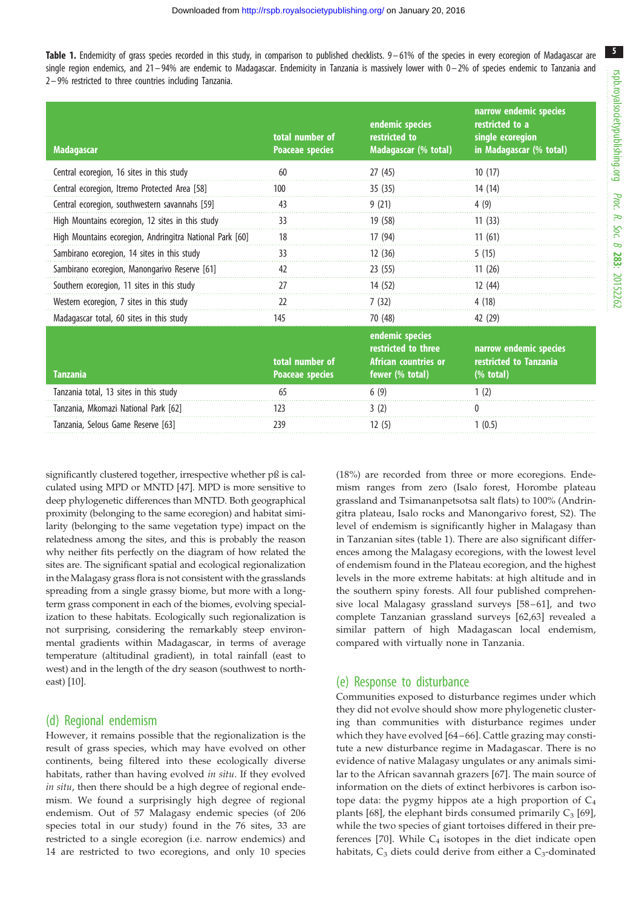**Table 1.** Endemicity of grass species recorded in this study, in comparison to published checklists. 9–61% of the species in every ecoregion of Madagascar are single region endemics, and 21–94% are endemic to Madagascar. Endemicity in Tanzania is massively lower with 0–2% of species endemic to Tanzania and 2–9% restricted to three countries including Tanzania.

| Madagascar | total number of Poaceae species | endemic species restricted to Madagascar (% total) | narrow endemic species restricted to a single ecoregion in Madagascar (% total) |
|---|---|---|---|
| Central ecoregion, 16 sites in this study | 60 | 27 (45) | 10 (17) |
| Central ecoregion, Itremo Protected Area [58] | 100 | 35 (35) | 14 (14) |
| Central ecoregion, southwestern savannahs [59] | 43 | 9 (21) | 4 (9) |
| High Mountains ecoregion, 12 sites in this study | 33 | 19 (58) | 11 (33) |
| High Mountains ecoregion, Andringitra National Park [60] | 18 | 17 (94) | 11 (61) |
| Sambirano ecoregion, 14 sites in this study | 33 | 12 (36) | 5 (15) |
| Sambirano ecoregion, Manongarivo Reserve [61] | 42 | 23 (55) | 11 (26) |
| Southern ecoregion, 11 sites in this study | 27 | 14 (52) | 12 (44) |
| Western ecoregion, 7 sites in this study | 22 | 7 (32) | 4 (18) |
| Madagascar total, 60 sites in this study | 145 | 70 (48) | 42 (29) |
| **Tanzania** | **total number of Poaceae species** | **endemic species restricted to three African countries or fewer (% total)** | **narrow endemic species restricted to Tanzania (% total)** |
| Tanzania total, 13 sites in this study | 65 | 6 (9) | 1 (2) |
| Tanzania, Mkomazi National Park [62] | 123 | 3 (2) | 0 |
| Tanzania, Selous Game Reserve [63] | 239 | 12 (5) | 1 (0.5) |

significantly clustered together, irrespective whether pß is calculated using MPD or MNTD [47]. MPD is more sensitive to deep phylogenetic differences than MNTD. Both geographical proximity (belonging to the same ecoregion) and habitat similarity (belonging to the same vegetation type) impact on the relatedness among the sites, and this is probably the reason why neither fits perfectly on the diagram of how related the sites are. The significant spatial and ecological regionalization in the Malagasy grass flora is not consistent with the grasslands spreading from a single grassy biome, but more with a long-term grass component in each of the biomes, evolving specialization to these habitats. Ecologically such regionalization is not surprising, considering the remarkably steep environmental gradients within Madagascar, in terms of average temperature (altitudinal gradient), in total rainfall (east to west) and in the length of the dry season (southwest to northeast) [10].

## (d) Regional endemism

However, it remains possible that the regionalization is the result of grass species, which may have evolved on other continents, being filtered into these ecologically diverse habitats, rather than having evolved *in situ*. If they evolved *in situ*, then there should be a high degree of regional endemism. We found a surprisingly high degree of regional endemism. Out of 57 Malagasy endemic species (of 206 species total in our study) found in the 76 sites, 33 are restricted to a single ecoregion (i.e. narrow endemics) and 14 are restricted to two ecoregions, and only 10 species (18%) are recorded from three or more ecoregions. Endemism ranges from zero (Isalo forest, Horombe plateau grassland and Tsimananpetsotsa salt flats) to 100% (Andringitra plateau, Isalo rocks and Manongarivo forest, S2). The level of endemism is significantly higher in Malagasy than in Tanzanian sites (table 1). There are also significant differences among the Malagasy ecoregions, with the lowest level of endemism found in the Plateau ecoregion, and the highest levels in the more extreme habitats: at high altitude and in the southern spiny forests. All four published comprehensive local Malagasy grassland surveys [58–61], and two complete Tanzanian grassland surveys [62,63] revealed a similar pattern of high Madagascan local endemism, compared with virtually none in Tanzania.

## (e) Response to disturbance

Communities exposed to disturbance regimes under which they did not evolve should show more phylogenetic clustering than communities with disturbance regimes under which they have evolved [64–66]. Cattle grazing may constitute a new disturbance regime in Madagascar. There is no evidence of native Malagasy ungulates or any animals similar to the African savannah grazers [67]. The main source of information on the diets of extinct herbivores is carbon isotope data: the pygmy hippos ate a high proportion of $C_4$ plants [68], the elephant birds consumed primarily $C_3$ [69], while the two species of giant tortoises differed in their preferences [70]. While $C_4$ isotopes in the diet indicate open habitats, $C_3$ diets could derive from either a $C_3$-dominated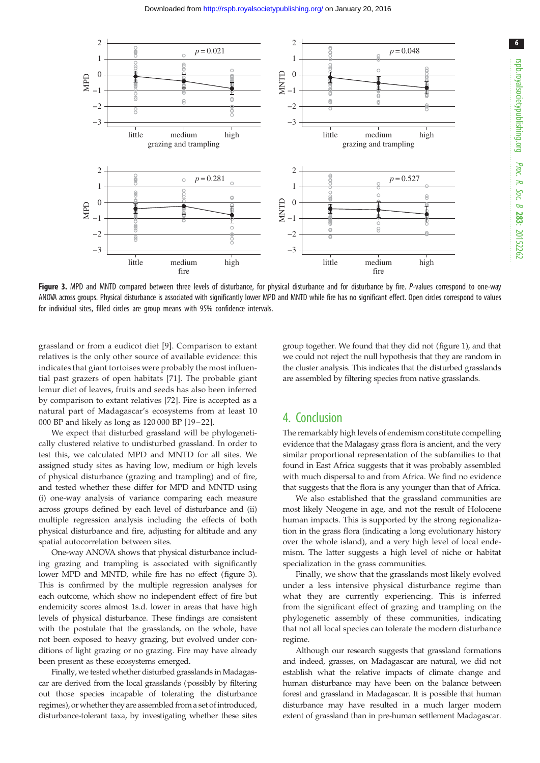MPD
p = 0.021
little medium high
grazing and trampling

MNTD
p = 0.048
little medium high
grazing and trampling

MPD
p = 0.281
little medium high
fire

MNTD
p = 0.527
little medium high
fire

**Figure 3.** MPD and MNTD compared between three levels of disturbance, for physical disturbance and for disturbance by fire. *P*-values correspond to one-way ANOVA across groups. Physical disturbance is associated with significantly lower MPD and MNTD while fire has no significant effect. Open circles correspond to values for individual sites, filled circles are group means with 95% confidence intervals.

grassland or from a eudicot diet [9]. Comparison to extant relatives is the only other source of available evidence: this indicates that giant tortoises were probably the most influential past grazers of open habitats [71]. The probable giant lemur diet of leaves, fruits and seeds has also been inferred by comparison to extant relatives [72]. Fire is accepted as a natural part of Madagascar's ecosystems from at least 10 000 BP and likely as long as 120 000 BP [19–22].

We expect that disturbed grassland will be phylogenetically clustered relative to undisturbed grassland. In order to test this, we calculated MPD and MNTD for all sites. We assigned study sites as having low, medium or high levels of physical disturbance (grazing and trampling) and of fire, and tested whether these differ for MPD and MNTD using (i) one-way analysis of variance comparing each measure across groups defined by each level of disturbance and (ii) multiple regression analysis including the effects of both physical disturbance and fire, adjusting for altitude and any spatial autocorrelation between sites.

One-way ANOVA shows that physical disturbance including grazing and trampling is associated with significantly lower MPD and MNTD, while fire has no effect (figure 3). This is confirmed by the multiple regression analyses for each outcome, which show no independent effect of fire but endemicity scores almost 1s.d. lower in areas that have high levels of physical disturbance. These findings are consistent with the postulate that the grasslands, on the whole, have not been exposed to heavy grazing, but evolved under conditions of light grazing or no grazing. Fire may have already been present as these ecosystems emerged.

Finally, we tested whether disturbed grasslands in Madagascar are derived from the local grasslands (possibly by filtering out those species incapable of tolerating the disturbance regimes), or whether they are assembled from a set of introduced, disturbance-tolerant taxa, by investigating whether these sites group together. We found that they did not (figure 1), and that we could not reject the null hypothesis that they are random in the cluster analysis. This indicates that the disturbed grasslands are assembled by filtering species from native grasslands.

## 4. Conclusion

The remarkably high levels of endemism constitute compelling evidence that the Malagasy grass flora is ancient, and the very similar proportional representation of the subfamilies to that found in East Africa suggests that it was probably assembled with much dispersal to and from Africa. We find no evidence that suggests that the flora is any younger than that of Africa.

We also established that the grassland communities are most likely Neogene in age, and not the result of Holocene human impacts. This is supported by the strong regionalization in the grass flora (indicating a long evolutionary history over the whole island), and a very high level of local endemism. The latter suggests a high level of niche or habitat specialization in the grass communities.

Finally, we show that the grasslands most likely evolved under a less intensive physical disturbance regime than what they are currently experiencing. This is inferred from the significant effect of grazing and trampling on the phylogenetic assembly of these communities, indicating that not all local species can tolerate the modern disturbance regime.

Although our research suggests that grassland formations and indeed, grasses, on Madagascar are natural, we did not establish what the relative impacts of climate change and human disturbance may have been on the balance between forest and grassland in Madagascar. It is possible that human disturbance may have resulted in a much larger modern extent of grassland than in pre-human settlement Madagascar.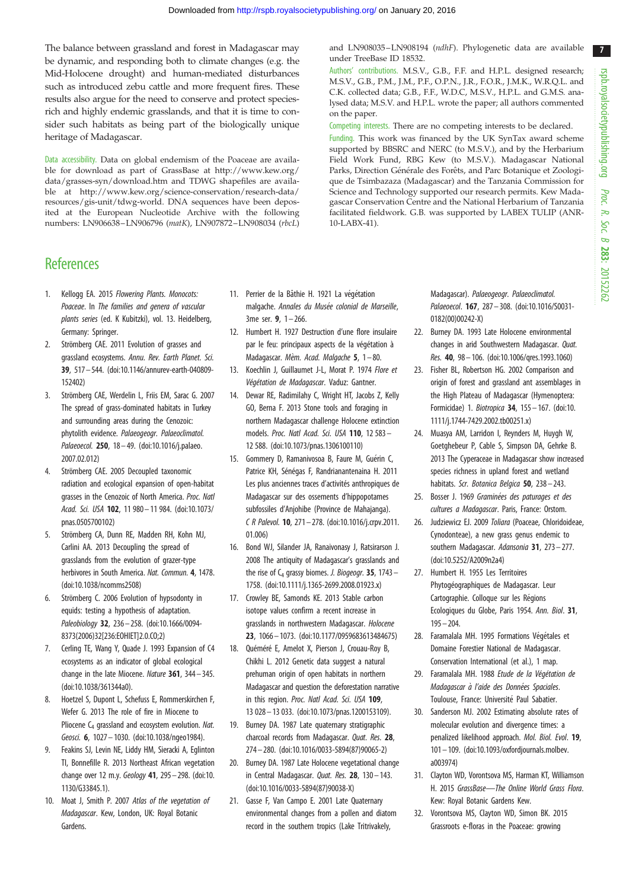The balance between grassland and forest in Madagascar may be dynamic, and responding both to climate changes (e.g. the Mid-Holocene drought) and human-mediated disturbances such as introduced zebu cattle and more frequent fires. These results also argue for the need to conserve and protect species-rich and highly endemic grasslands, and that it is time to consider such habitats as being part of the biologically unique heritage of Madagascar.

Data accessibility. Data on global endemism of the Poaceae are available for download as part of GrassBase at http://www.kew.org/data/grasses-syn/download.htm and TDWG shapefiles are available at http://www.kew.org/science-conservation/research-data/resources/gis-unit/tdwg-world. DNA sequences have been deposited at the European Nucleotide Archive with the following numbers: LN906638–LN906796 (*matK*), LN907872–LN908034 (*rbcL*) and LN908035–LN908194 (*ndhF*). Phylogenetic data are available under TreeBase ID 18532.

Authors' contributions. M.S.V., G.B., F.F. and H.P.L. designed research; M.S.V., G.B., P.M., J.M., P.F., O.P.N., J.R., F.O.R., J.M.K., W.R.Q.L. and C.K. collected data; G.B., F.F., W.D.C, M.S.V., H.P.L. and G.M.S. analysed data; M.S.V. and H.P.L. wrote the paper; all authors commented on the paper.

Competing interests. There are no competing interests to be declared.

Funding. This work was financed by the UK SynTax award scheme supported by BBSRC and NERC (to M.S.V.), and by the Herbarium Field Work Fund, RBG Kew (to M.S.V.). Madagascar National Parks, Direction Générale des Forêts, and Parc Botanique et Zoologique de Tsimbazaza (Madagascar) and the Tanzania Commission for Science and Technology supported our research permits. Kew Madagascar Conservation Centre and the National Herbarium of Tanzania facilitated fieldwork. G.B. was supported by LABEX TULIP (ANR-10-LABX-41).

## References

1. Kellogg EA. 2015 *Flowering Plants. Monocots: Poaceae*. In *The families and genera of vascular plants series* (ed. K Kubitzki), vol. 13. Heidelberg, Germany: Springer.
2. Strömberg CAE. 2011 Evolution of grasses and grassland ecosystems. *Annu. Rev. Earth Planet. Sci.* **39**, 517–544. (doi:10.1146/annurev-earth-040809-152402)
3. Strömberg CAE, Werdelin L, Friis EM, Sarac G. 2007 The spread of grass-dominated habitats in Turkey and surrounding areas during the Cenozoic: phytolith evidence. *Palaeogeogr. Palaeoclimatol. Palaeoecol.* **250**, 18–49. (doi:10.1016/j.palaeo.2007.02.012)
4. Strömberg CAE. 2005 Decoupled taxonomic radiation and ecological expansion of open-habitat grasses in the Cenozoic of North America. *Proc. Natl Acad. Sci. USA* **102**, 11 980–11 984. (doi:10.1073/pnas.0505700102)
5. Strömberg CA, Dunn RE, Madden RH, Kohn MJ, Carlini AA. 2013 Decoupling the spread of grasslands from the evolution of grazer-type herbivores in South America. *Nat. Commun.* **4**, 1478. (doi:10.1038/ncomms2508)
6. Strömberg C. 2006 Evolution of hypsodonty in equids: testing a hypothesis of adaptation. *Paleobiology* **32**, 236–258. (doi:10.1666/0094-8373(2006)32[236:EOHIET]2.0.CO;2)
7. Cerling TE, Wang Y, Quade J. 1993 Expansion of C4 ecosystems as an indicator of global ecological change in the late Miocene. *Nature* **361**, 344–345. (doi:10.1038/361344a0).
8. Hoetzel S, Dupont L, Schefuss E, Rommerskirchen F, Wefer G. 2013 The role of fire in Miocene to Pliocene $C_4$ grassland and ecosystem evolution. *Nat. Geosci.* **6**, 1027–1030. (doi:10.1038/ngeo1984).
9. Feakins SJ, Levin NE, Liddy HM, Sieracki A, Eglinton TI, Bonnefille R. 2013 Northeast African vegetation change over 12 m.y. *Geology* **41**, 295–298. (doi:10.1130/G33845.1).
10. Moat J, Smith P. 2007 *Atlas of the vegetation of Madagascar*. Kew, London, UK: Royal Botanic Gardens.
11. Perrier de la Bâthie H. 1921 La végétation malgache. *Annales du Musée colonial de Marseille*, 3me ser. **9**, 1–266.
12. Humbert H. 1927 Destruction d'une flore insulaire par le feu: principaux aspects de la végétation à Madagascar. *Mèm. Acad. Malgache* **5**, 1–80.
13. Koechlin J, Guillaumet J-L, Morat P. 1974 *Flore et Végétation de Madagascar*. Vaduz: Gantner.
14. Dewar RE, Radimilahy C, Wright HT, Jacobs Z, Kelly GO, Berna F. 2013 Stone tools and foraging in northern Madagascar challenge Holocene extinction models. *Proc. Natl Acad. Sci. USA* **110**, 12 583–12 588. (doi:10.1073/pnas.1306100110)
15. Gommery D, Ramanivosoa B, Faure M, Guérin C, Patrice KH, Sénégas F, Randrianantenaina H. 2011 Les plus anciennes traces d'activités anthropiques de Madagascar sur des ossements d'hippopotames subfossiles d'Anjohibe (Province de Mahajanga). *C R Palevol.* **10**, 271–278. (doi:10.1016/j.crpv.2011.01.006)
16. Bond WJ, Silander JA, Ranaivonasy J, Ratsirarson J. 2008 The antiquity of Madagascar's grasslands and the rise of $C_4$ grassy biomes. *J. Biogeogr.* **35**, 1743–1758. (doi:10.1111/j.1365-2699.2008.01923.x)
17. Crowley BE, Samonds KE. 2013 Stable carbon isotope values confirm a recent increase in grasslands in northwestern Madagascar. *Holocene* **23**, 1066–1073. (doi:10.1177/0959683613484675)
18. Quéméré E, Amelot X, Pierson J, Crouau-Roy B, Chikhi L. 2012 Genetic data suggest a natural prehuman origin of open habitats in northern Madagascar and question the deforestation narrative in this region. *Proc. Natl Acad. Sci. USA* **109**, 13 028–13 033. (doi:10.1073/pnas.1200153109).
19. Burney DA. 1987 Late quaternary stratigraphic charcoal records from Madagascar. *Quat. Res.* **28**, 274–280. (doi:10.1016/0033-5894(87)90065-2)
20. Burney DA. 1987 Late Holocene vegetational change in Central Madagascar. *Quat. Res.* **28**, 130–143. (doi:10.1016/0033-5894(87)90038-X)
21. Gasse F, Van Campo E. 2001 Late Quaternary environmental changes from a pollen and diatom record in the southern tropics (Lake Tritrivakely, Madagascar). *Palaeogeogr. Palaeoclimatol. Palaeoecol.* **167**, 287–308. (doi:10.1016/S0031-0182(00)00242-X)
22. Burney DA. 1993 Late Holocene environmental changes in arid Southwestern Madagascar. *Quat. Res.* **40**, 98–106. (doi:10.1006/qres.1993.1060)
23. Fisher BL, Robertson HG. 2002 Comparison and origin of forest and grassland ant assemblages in the High Plateau of Madagascar (Hymenoptera: Formicidae) 1. *Biotropica* **34**, 155–167. (doi:10.1111/j.1744-7429.2002.tb00251.x)
24. Muasya AM, Larridon I, Reynders M, Huygh W, Goetghebeur P, Cable S, Simpson DA, Gehrke B. 2013 The Cyperaceae in Madagascar show increased species richness in upland forest and wetland habitats. *Scr. Botanica Belgica* **50**, 238–243.
25. Bosser J. 1969 *Graminées des paturages et des cultures a Madagascar*. Paris, France: Orstom.
26. Judziewicz EJ. 2009 *Toliara* (Poaceae, Chloridoideae, Cynodonteae), a new grass genus endemic to southern Madagascar. *Adansonia* **31**, 273–277. (doi:10.5252/A2009n2a4)
27. Humbert H. 1955 Les Territoires Phytogéographiques de Madagascar. Leur Cartographie. Colloque sur les Régions Ecologiques du Globe, Paris 1954. *Ann. Biol*. **31**, 195–204.
28. Faramalala MH. 1995 Formations Végétales et Domaine Forestier National de Madagascar. Conservation International (et al.), 1 map.
29. Faramalala MH. 1988 *Etude de la Végétation de Madagascar à l'aide des Données Spaciales*. Toulouse, France: Université Paul Sabatier.
30. Sanderson MJ. 2002 Estimating absolute rates of molecular evolution and divergence times: a penalized likelihood approach. *Mol. Biol. Evol*. **19**, 101–109. (doi:10.1093/oxfordjournals.molbev.a003974)
31. Clayton WD, Vorontsova MS, Harman KT, Williamson H. 2015 *GrassBase—The Online World Grass Flora*. Kew: Royal Botanic Gardens Kew.
32. Vorontsova MS, Clayton WD, Simon BK. 2015 Grassroots e-floras in the Poaceae: growing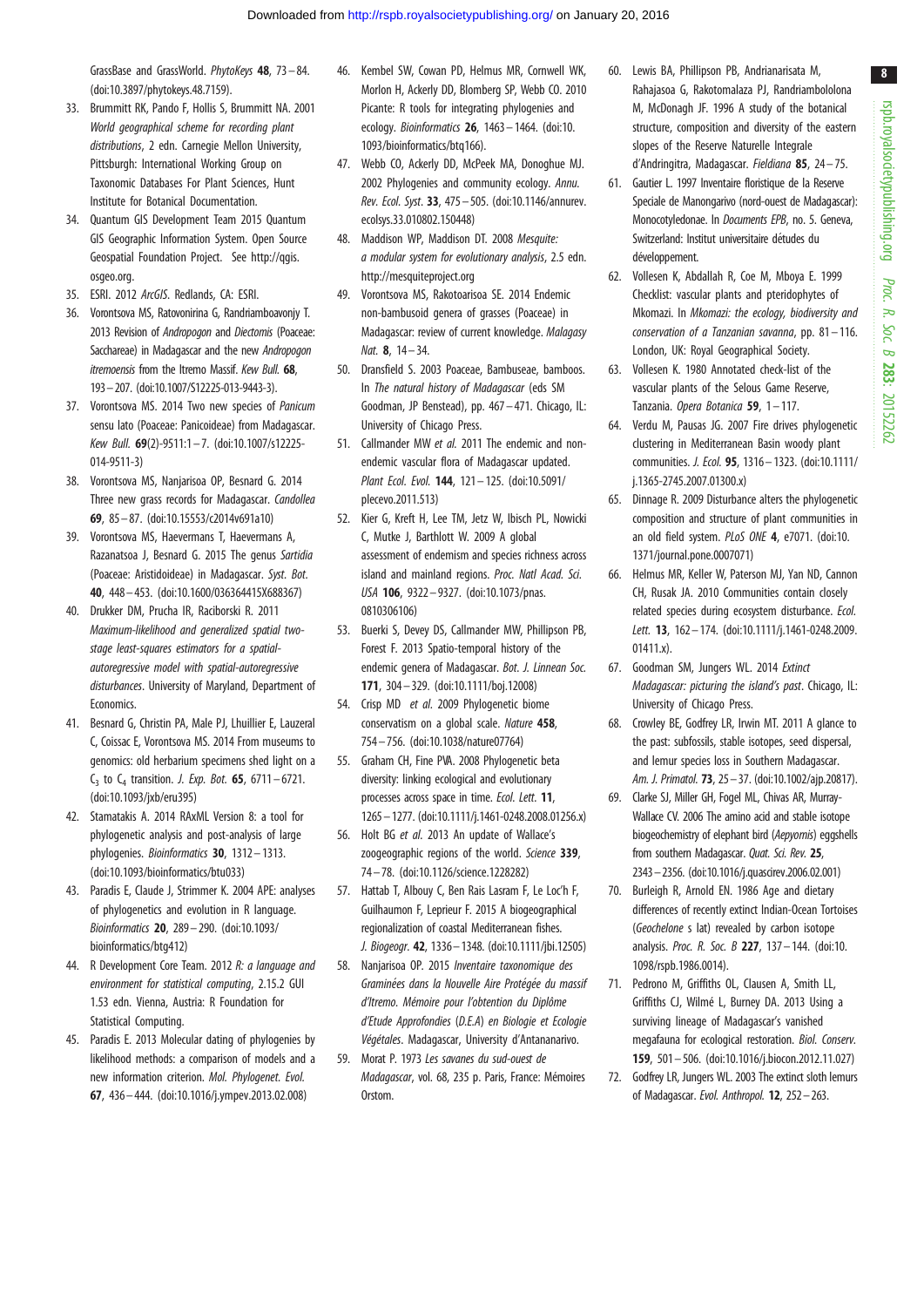GrassBase and GrassWorld. *PhytoKeys* **48**, 73–84. (doi:10.3897/phytokeys.48.7159).

33. Brummitt RK, Pando F, Hollis S, Brummitt NA. 2001 *World geographical scheme for recording plant distributions*, 2 edn. Carnegie Mellon University, Pittsburgh: International Working Group on Taxonomic Databases For Plant Sciences, Hunt Institute for Botanical Documentation.
34. Quantum GIS Development Team 2015 Quantum GIS Geographic Information System. Open Source Geospatial Foundation Project. See http://qgis.osgeo.org.
35. ESRI. 2012 *ArcGIS*. Redlands, CA: ESRI.
36. Vorontsova MS, Ratovonirina G, Randriamboavonjy T. 2013 Revision of *Andropogon* and *Diectomis* (Poaceae: Sacchareae) in Madagascar and the new *Andropogon itremoensis* from the Itremo Massif. *Kew Bull.* **68**, 193–207. (doi:10.1007/S12225-013-9443-3).
37. Vorontsova MS. 2014 Two new species of *Panicum* sensu lato (Poaceae: Panicoideae) from Madagascar. *Kew Bull.* **69**(2)-9511:1–7. (doi:10.1007/s12225-014-9511-3)
38. Vorontsova MS, Nanjarisoa OP, Besnard G. 2014 Three new grass records for Madagascar. *Candollea* **69**, 85–87. (doi:10.15553/c2014v691a10)
39. Vorontsova MS, Haevermans T, Haevermans A, Razanatsoa J, Besnard G. 2015 The genus *Sartidia* (Poaceae: Aristidoideae) in Madagascar. *Syst. Bot.* **40**, 448–453. (doi:10.1600/036364415X688367)
40. Drukker DM, Prucha IR, Raciborski R. 2011 *Maximum-likelihood and generalized spatial two-stage least-squares estimators for a spatial-autoregressive model with spatial-autoregressive disturbances*. University of Maryland, Department of Economics.
41. Besnard G, Christin PA, Male PJ, Lhuillier E, Lauzeral C, Coissac E, Vorontsova MS. 2014 From museums to genomics: old herbarium specimens shed light on a $C_3$ to $C_4$ transition. *J. Exp. Bot.* **65**, 6711–6721. (doi:10.1093/jxb/eru395)
42. Stamatakis A. 2014 RAxML Version 8: a tool for phylogenetic analysis and post-analysis of large phylogenies. *Bioinformatics* **30**, 1312–1313. (doi:10.1093/bioinformatics/btu033)
43. Paradis E, Claude J, Strimmer K. 2004 APE: analyses of phylogenetics and evolution in R language. *Bioinformatics* **20**, 289–290. (doi:10.1093/bioinformatics/btg412)
44. R Development Core Team. 2012 *R: a language and environment for statistical computing*, 2.15.2 GUI 1.53 edn. Vienna, Austria: R Foundation for Statistical Computing.
45. Paradis E. 2013 Molecular dating of phylogenies by likelihood methods: a comparison of models and a new information criterion. *Mol. Phylogenet. Evol.* **67**, 436–444. (doi:10.1016/j.ympev.2013.02.008)
46. Kembel SW, Cowan PD, Helmus MR, Cornwell WK, Morlon H, Ackerly DD, Blomberg SP, Webb CO. 2010 Picante: R tools for integrating phylogenies and ecology. *Bioinformatics* **26**, 1463–1464. (doi:10.1093/bioinformatics/btq166).
47. Webb CO, Ackerly DD, McPeek MA, Donoghue MJ. 2002 Phylogenies and community ecology. *Annu. Rev. Ecol. Syst.* **33**, 475–505. (doi:10.1146/annurev.ecolsys.33.010802.150448)
48. Maddison WP, Maddison DT. 2008 *Mesquite: a modular system for evolutionary analysis*, 2.5 edn. http://mesquiteproject.org
49. Vorontsova MS, Rakotoarisoa SE. 2014 Endemic non-bambusoid genera of grasses (Poaceae) in Madagascar: review of current knowledge. *Malagasy Nat.* **8**, 14–34.
50. Dransfield S. 2003 Poaceae, Bambuseae, bamboos. In *The natural history of Madagascar* (eds SM Goodman, JP Benstead), pp. 467–471. Chicago, IL: University of Chicago Press.
51. Callmander MW *et al.* 2011 The endemic and non-endemic vascular flora of Madagascar updated. *Plant Ecol. Evol.* **144**, 121–125. (doi:10.5091/plecevo.2011.513)
52. Kier G, Kreft H, Lee TM, Jetz W, Ibisch PL, Nowicki C, Mutke J, Barthlott W. 2009 A global assessment of endemism and species richness across island and mainland regions. *Proc. Natl Acad. Sci. USA* **106**, 9322–9327. (doi:10.1073/pnas.0810306106)
53. Buerki S, Devey DS, Callmander MW, Phillipson PB, Forest F. 2013 Spatio-temporal history of the endemic genera of Madagascar. *Bot. J. Linnean Soc.* **171**, 304–329. (doi:10.1111/boj.12008)
54. Crisp MD *et al.* 2009 Phylogenetic biome conservatism on a global scale. *Nature* **458**, 754–756. (doi:10.1038/nature07764)
55. Graham CH, Fine PVA. 2008 Phylogenetic beta diversity: linking ecological and evolutionary processes across space in time. *Ecol. Lett.* **11**, 1265–1277. (doi:10.1111/j.1461-0248.2008.01256.x)
56. Holt BG *et al.* 2013 An update of Wallace's zoogeographic regions of the world. *Science* **339**, 74–78. (doi:10.1126/science.1228282)
57. Hattab T, Albouy C, Ben Rais Lasram F, Le Loc'h F, Guilhaumon F, Leprieur F. 2015 A biogeographical regionalization of coastal Mediterranean fishes. *J. Biogeogr.* **42**, 1336–1348. (doi:10.1111/jbi.12505)
58. Nanjarisoa OP. 2015 *Inventaire taxonomique des Graminées dans la Nouvelle Aire Protégée du massif d'Itremo. Mémoire pour l'obtention du Diplôme d'Etude Approfondies* (*D.E.A*) *en Biologie et Ecologie Végétales*. Madagascar, University d'Antananarivo.
59. Morat P. 1973 *Les savanes du sud-ouest de Madagascar*, vol. 68, 235 p. Paris, France: Mémoires Orstom.
60. Lewis BA, Phillipson PB, Andrianarisata M, Rahajasoa G, Rakotomalaza PJ, Randriambololona M, McDonagh JF. 1996 A study of the botanical structure, composition and diversity of the eastern slopes of the Reserve Naturelle Integrale d'Andringitra, Madagascar. *Fieldiana* **85**, 24–75.
61. Gautier L. 1997 Inventaire floristique de la Reserve Speciale de Manongarivo (nord-ouest de Madagascar): Monocotyledonae. In *Documents EPB*, no. 5. Geneva, Switzerland: Institut universitaire détudes du développement.
62. Vollesen K, Abdallah R, Coe M, Mboya E. 1999 Checklist: vascular plants and pteridophytes of Mkomazi. In *Mkomazi: the ecology, biodiversity and conservation of a Tanzanian savanna*, pp. 81–116. London, UK: Royal Geographical Society.
63. Vollesen K. 1980 Annotated check-list of the vascular plants of the Selous Game Reserve, Tanzania. *Opera Botanica* **59**, 1–117.
64. Verdu M, Pausas JG. 2007 Fire drives phylogenetic clustering in Mediterranean Basin woody plant communities. *J. Ecol.* **95**, 1316–1323. (doi:10.1111/j.1365-2745.2007.01300.x)
65. Dinnage R. 2009 Disturbance alters the phylogenetic composition and structure of plant communities in an old field system. *PLoS ONE* **4**, e7071. (doi:10.1371/journal.pone.0007071)
66. Helmus MR, Keller W, Paterson MJ, Yan ND, Cannon CH, Rusak JA. 2010 Communities contain closely related species during ecosystem disturbance. *Ecol. Lett.* **13**, 162–174. (doi:10.1111/j.1461-0248.2009.01411.x).
67. Goodman SM, Jungers WL. 2014 *Extinct Madagascar: picturing the island's past*. Chicago, IL: University of Chicago Press.
68. Crowley BE, Godfrey LR, Irwin MT. 2011 A glance to the past: subfossils, stable isotopes, seed dispersal, and lemur species loss in Southern Madagascar. *Am. J. Primatol.* **73**, 25–37. (doi:10.1002/ajp.20817).
69. Clarke SJ, Miller GH, Fogel ML, Chivas AR, Murray-Wallace CV. 2006 The amino acid and stable isotope biogeochemistry of elephant bird (*Aepyornis*) eggshells from southern Madagascar. *Quat. Sci. Rev.* **25**, 2343–2356. (doi:10.1016/j.quascirev.2006.02.001)
70. Burleigh R, Arnold EN. 1986 Age and dietary differences of recently extinct Indian-Ocean Tortoises (*Geochelone* s lat) revealed by carbon isotope analysis. *Proc. R. Soc. B* **227**, 137–144. (doi:10.1098/rspb.1986.0014).
71. Pedrono M, Griffiths OL, Clausen A, Smith LL, Griffiths CJ, Wilmé L, Burney DA. 2013 Using a surviving lineage of Madagascar's vanished megafauna for ecological restoration. *Biol. Conserv.* **159**, 501–506. (doi:10.1016/j.biocon.2012.11.027)
72. Godfrey LR, Jungers WL. 2003 The extinct sloth lemurs of Madagascar. *Evol. Anthropol.* **12**, 252–263.